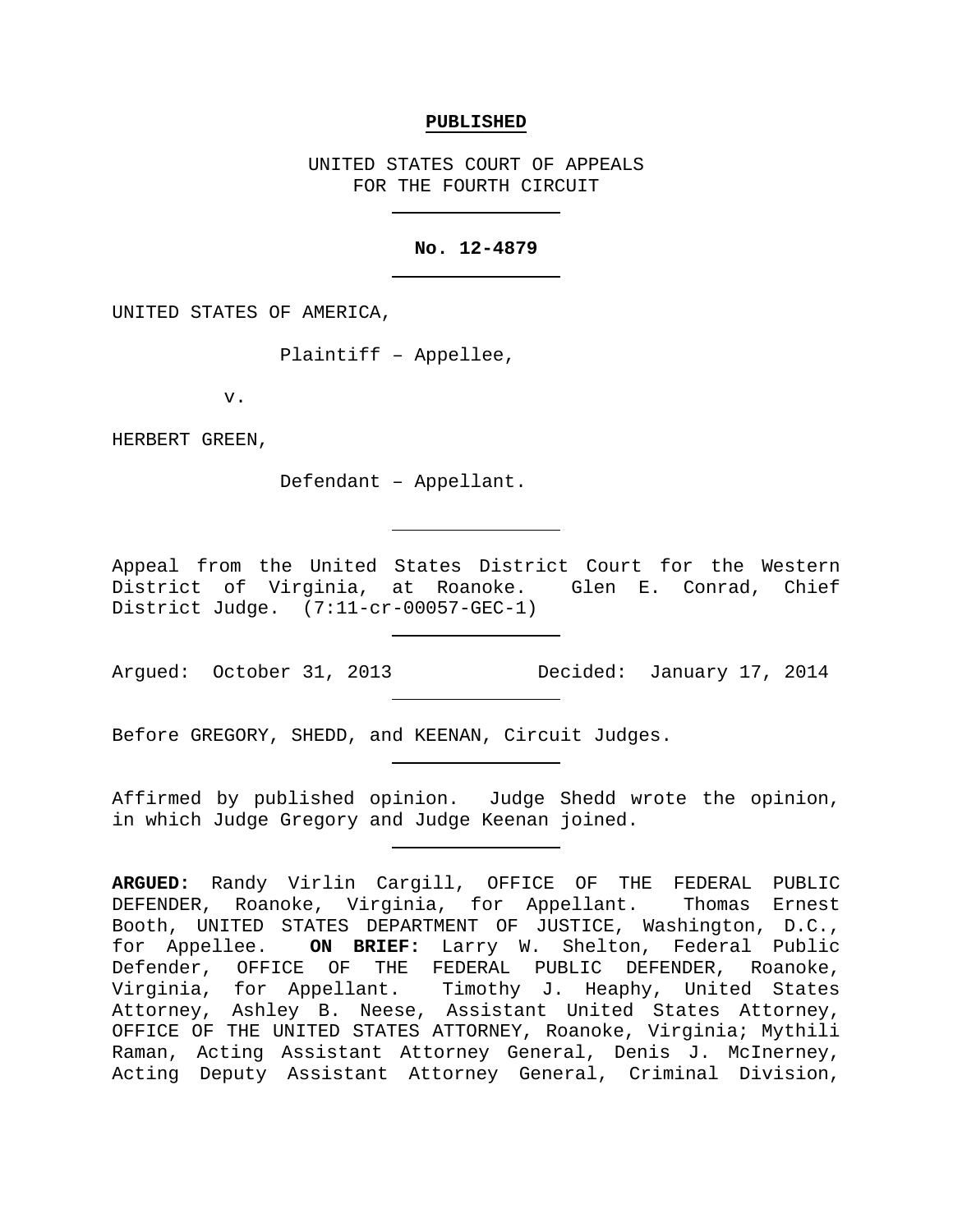**PUBLISHED**

UNITED STATES COURT OF APPEALS
FOR THE FOURTH CIRCUIT

---

**No. 12-4879**

---

UNITED STATES OF AMERICA,

Plaintiff – Appellee,

v.

HERBERT GREEN,

Defendant – Appellant.

---

Appeal from the United States District Court for the Western District of Virginia, at Roanoke. Glen E. Conrad, Chief District Judge. (7:11-cr-00057-GEC-1)

---

Argued: October 31, 2013 Decided: January 17, 2014

---

Before GREGORY, SHEDD, and KEENAN, Circuit Judges.

---

Affirmed by published opinion. Judge Shedd wrote the opinion, in which Judge Gregory and Judge Keenan joined.

---

**ARGUED:** Randy Virlin Cargill, OFFICE OF THE FEDERAL PUBLIC DEFENDER, Roanoke, Virginia, for Appellant. Thomas Ernest Booth, UNITED STATES DEPARTMENT OF JUSTICE, Washington, D.C., for Appellee. **ON BRIEF:** Larry W. Shelton, Federal Public Defender, OFFICE OF THE FEDERAL PUBLIC DEFENDER, Roanoke, Virginia, for Appellant. Timothy J. Heaphy, United States Attorney, Ashley B. Neese, Assistant United States Attorney, OFFICE OF THE UNITED STATES ATTORNEY, Roanoke, Virginia; Mythili Raman, Acting Assistant Attorney General, Denis J. McInerney, Acting Deputy Assistant Attorney General, Criminal Division,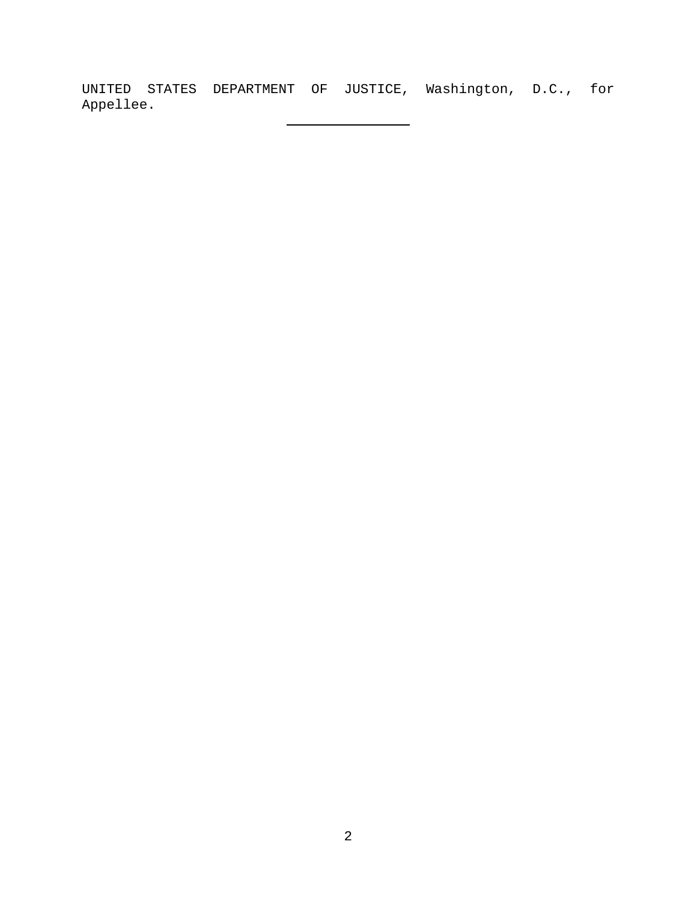UNITED STATES DEPARTMENT OF JUSTICE, Washington, D.C., for Appellee.

---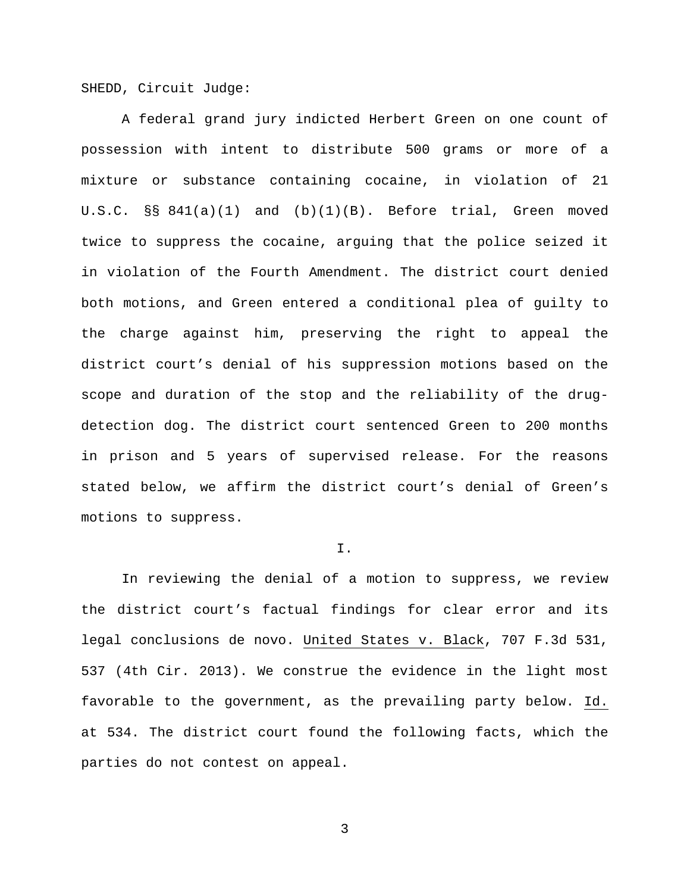SHEDD, Circuit Judge:

A federal grand jury indicted Herbert Green on one count of possession with intent to distribute 500 grams or more of a mixture or substance containing cocaine, in violation of 21 U.S.C. §§ 841(a)(1) and (b)(1)(B). Before trial, Green moved twice to suppress the cocaine, arguing that the police seized it in violation of the Fourth Amendment. The district court denied both motions, and Green entered a conditional plea of guilty to the charge against him, preserving the right to appeal the district court's denial of his suppression motions based on the scope and duration of the stop and the reliability of the drug-detection dog. The district court sentenced Green to 200 months in prison and 5 years of supervised release. For the reasons stated below, we affirm the district court's denial of Green's motions to suppress.

I.

In reviewing the denial of a motion to suppress, we review the district court's factual findings for clear error and its legal conclusions de novo. United States v. Black, 707 F.3d 531, 537 (4th Cir. 2013). We construe the evidence in the light most favorable to the government, as the prevailing party below. Id. at 534. The district court found the following facts, which the parties do not contest on appeal.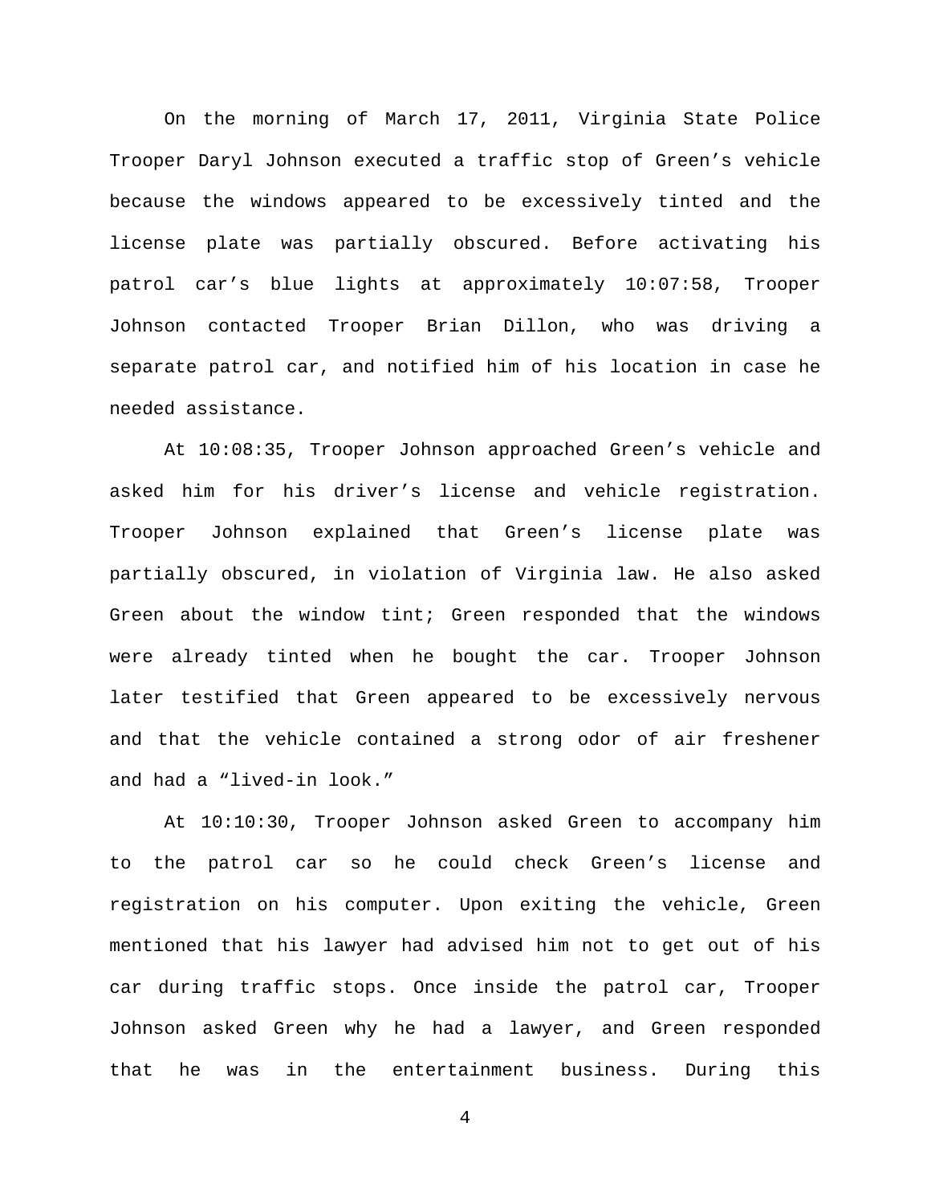On the morning of March 17, 2011, Virginia State Police Trooper Daryl Johnson executed a traffic stop of Green's vehicle because the windows appeared to be excessively tinted and the license plate was partially obscured. Before activating his patrol car's blue lights at approximately 10:07:58, Trooper Johnson contacted Trooper Brian Dillon, who was driving a separate patrol car, and notified him of his location in case he needed assistance.

At 10:08:35, Trooper Johnson approached Green's vehicle and asked him for his driver's license and vehicle registration. Trooper Johnson explained that Green's license plate was partially obscured, in violation of Virginia law. He also asked Green about the window tint; Green responded that the windows were already tinted when he bought the car. Trooper Johnson later testified that Green appeared to be excessively nervous and that the vehicle contained a strong odor of air freshener and had a "lived-in look."

At 10:10:30, Trooper Johnson asked Green to accompany him to the patrol car so he could check Green's license and registration on his computer. Upon exiting the vehicle, Green mentioned that his lawyer had advised him not to get out of his car during traffic stops. Once inside the patrol car, Trooper Johnson asked Green why he had a lawyer, and Green responded that he was in the entertainment business. During this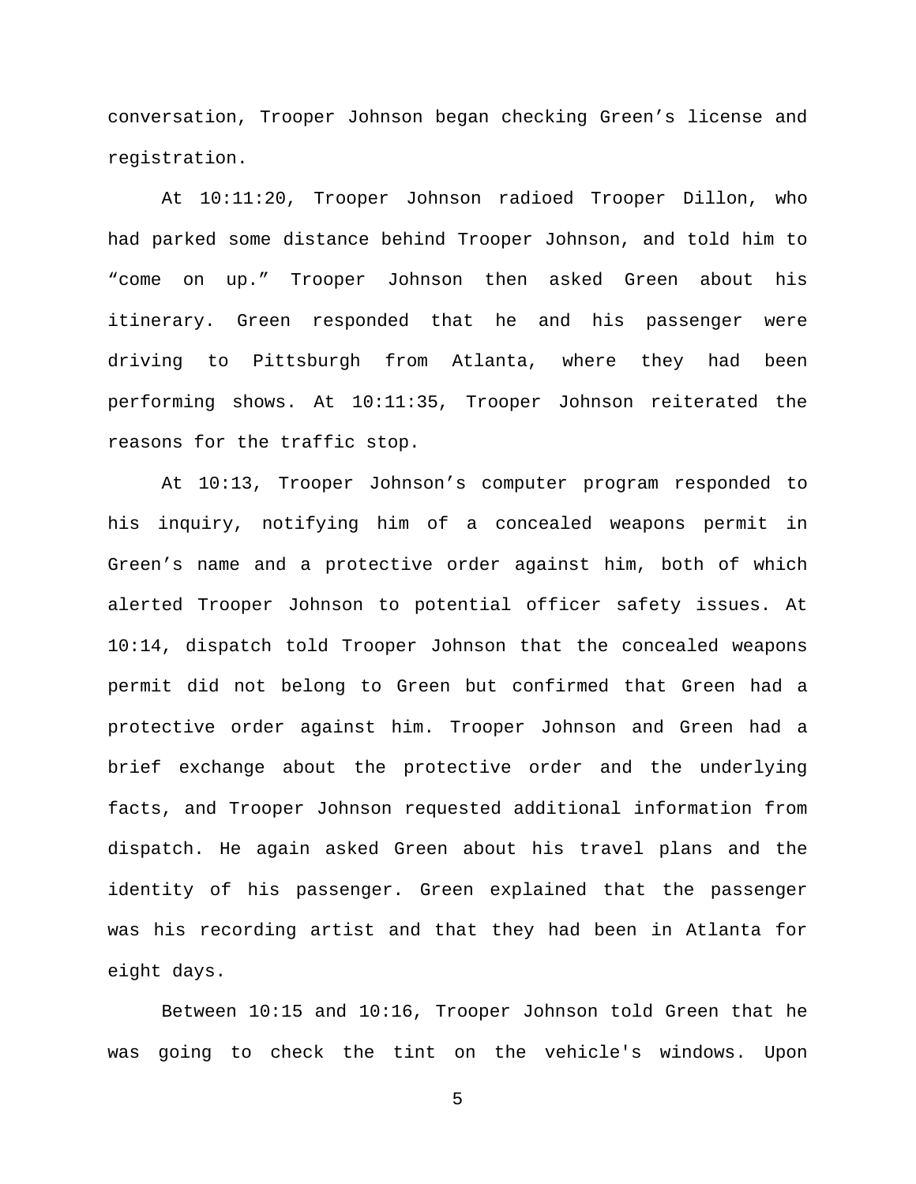conversation, Trooper Johnson began checking Green's license and registration.

At 10:11:20, Trooper Johnson radioed Trooper Dillon, who had parked some distance behind Trooper Johnson, and told him to "come on up." Trooper Johnson then asked Green about his itinerary. Green responded that he and his passenger were driving to Pittsburgh from Atlanta, where they had been performing shows. At 10:11:35, Trooper Johnson reiterated the reasons for the traffic stop.

At 10:13, Trooper Johnson's computer program responded to his inquiry, notifying him of a concealed weapons permit in Green's name and a protective order against him, both of which alerted Trooper Johnson to potential officer safety issues. At 10:14, dispatch told Trooper Johnson that the concealed weapons permit did not belong to Green but confirmed that Green had a protective order against him. Trooper Johnson and Green had a brief exchange about the protective order and the underlying facts, and Trooper Johnson requested additional information from dispatch. He again asked Green about his travel plans and the identity of his passenger. Green explained that the passenger was his recording artist and that they had been in Atlanta for eight days.

Between 10:15 and 10:16, Trooper Johnson told Green that he was going to check the tint on the vehicle's windows. Upon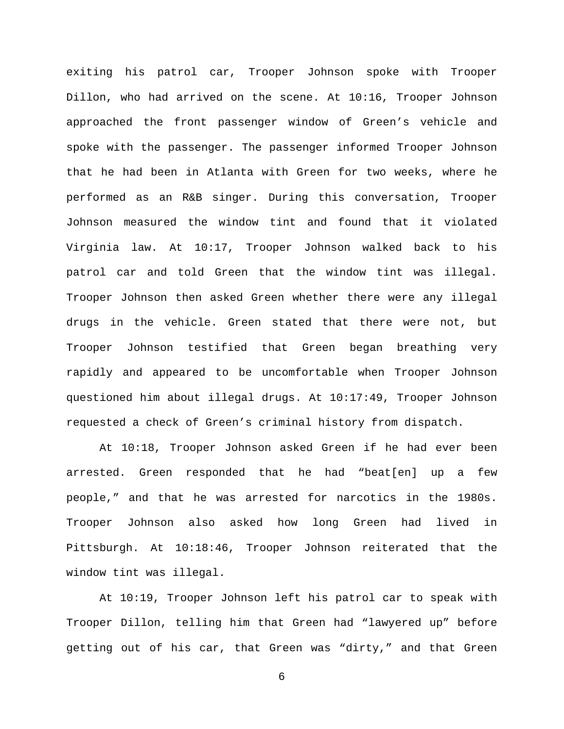exiting his patrol car, Trooper Johnson spoke with Trooper Dillon, who had arrived on the scene. At 10:16, Trooper Johnson approached the front passenger window of Green's vehicle and spoke with the passenger. The passenger informed Trooper Johnson that he had been in Atlanta with Green for two weeks, where he performed as an R&B singer. During this conversation, Trooper Johnson measured the window tint and found that it violated Virginia law. At 10:17, Trooper Johnson walked back to his patrol car and told Green that the window tint was illegal. Trooper Johnson then asked Green whether there were any illegal drugs in the vehicle. Green stated that there were not, but Trooper Johnson testified that Green began breathing very rapidly and appeared to be uncomfortable when Trooper Johnson questioned him about illegal drugs. At 10:17:49, Trooper Johnson requested a check of Green's criminal history from dispatch.

At 10:18, Trooper Johnson asked Green if he had ever been arrested. Green responded that he had "beat[en] up a few people," and that he was arrested for narcotics in the 1980s. Trooper Johnson also asked how long Green had lived in Pittsburgh. At 10:18:46, Trooper Johnson reiterated that the window tint was illegal.

At 10:19, Trooper Johnson left his patrol car to speak with Trooper Dillon, telling him that Green had "lawyered up" before getting out of his car, that Green was "dirty," and that Green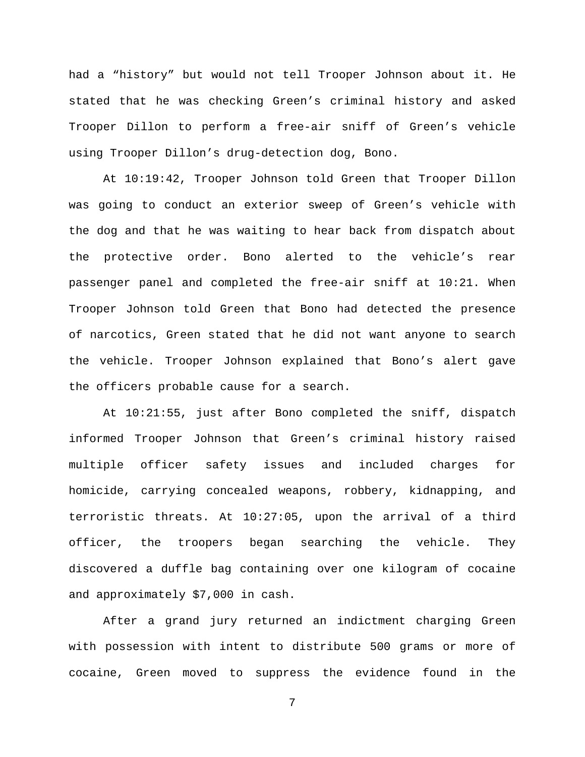had a “history” but would not tell Trooper Johnson about it. He stated that he was checking Green’s criminal history and asked Trooper Dillon to perform a free-air sniff of Green’s vehicle using Trooper Dillon’s drug-detection dog, Bono.

At 10:19:42, Trooper Johnson told Green that Trooper Dillon was going to conduct an exterior sweep of Green’s vehicle with the dog and that he was waiting to hear back from dispatch about the protective order. Bono alerted to the vehicle’s rear passenger panel and completed the free-air sniff at 10:21. When Trooper Johnson told Green that Bono had detected the presence of narcotics, Green stated that he did not want anyone to search the vehicle. Trooper Johnson explained that Bono’s alert gave the officers probable cause for a search.

At 10:21:55, just after Bono completed the sniff, dispatch informed Trooper Johnson that Green’s criminal history raised multiple officer safety issues and included charges for homicide, carrying concealed weapons, robbery, kidnapping, and terroristic threats. At 10:27:05, upon the arrival of a third officer, the troopers began searching the vehicle. They discovered a duffle bag containing over one kilogram of cocaine and approximately $7,000 in cash.

After a grand jury returned an indictment charging Green with possession with intent to distribute 500 grams or more of cocaine, Green moved to suppress the evidence found in the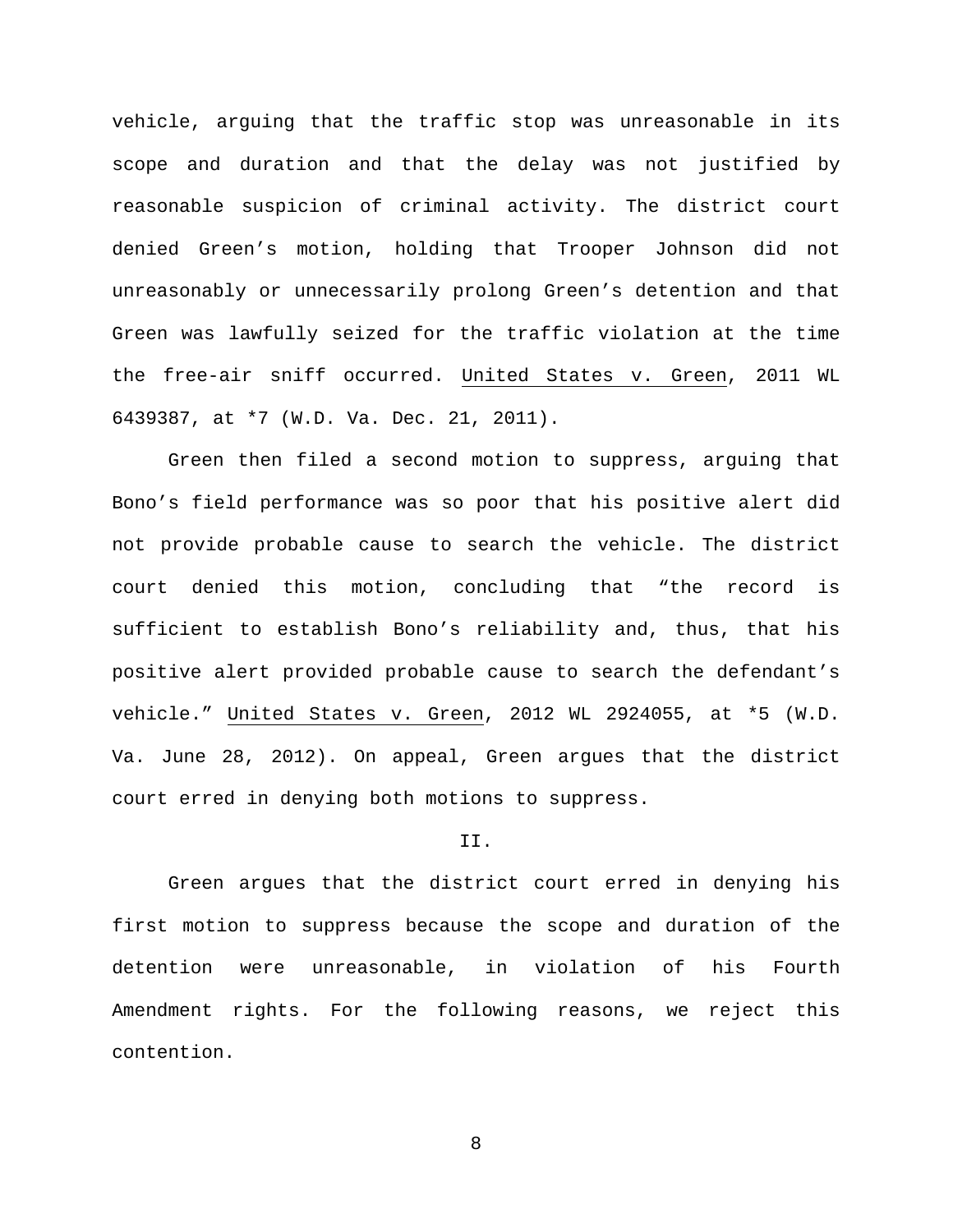vehicle, arguing that the traffic stop was unreasonable in its scope and duration and that the delay was not justified by reasonable suspicion of criminal activity. The district court denied Green's motion, holding that Trooper Johnson did not unreasonably or unnecessarily prolong Green's detention and that Green was lawfully seized for the traffic violation at the time the free-air sniff occurred. United States v. Green, 2011 WL 6439387, at *7 (W.D. Va. Dec. 21, 2011).

Green then filed a second motion to suppress, arguing that Bono's field performance was so poor that his positive alert did not provide probable cause to search the vehicle. The district court denied this motion, concluding that "the record is sufficient to establish Bono's reliability and, thus, that his positive alert provided probable cause to search the defendant's vehicle." United States v. Green, 2012 WL 2924055, at *5 (W.D. Va. June 28, 2012). On appeal, Green argues that the district court erred in denying both motions to suppress.

## II.

Green argues that the district court erred in denying his first motion to suppress because the scope and duration of the detention were unreasonable, in violation of his Fourth Amendment rights. For the following reasons, we reject this contention.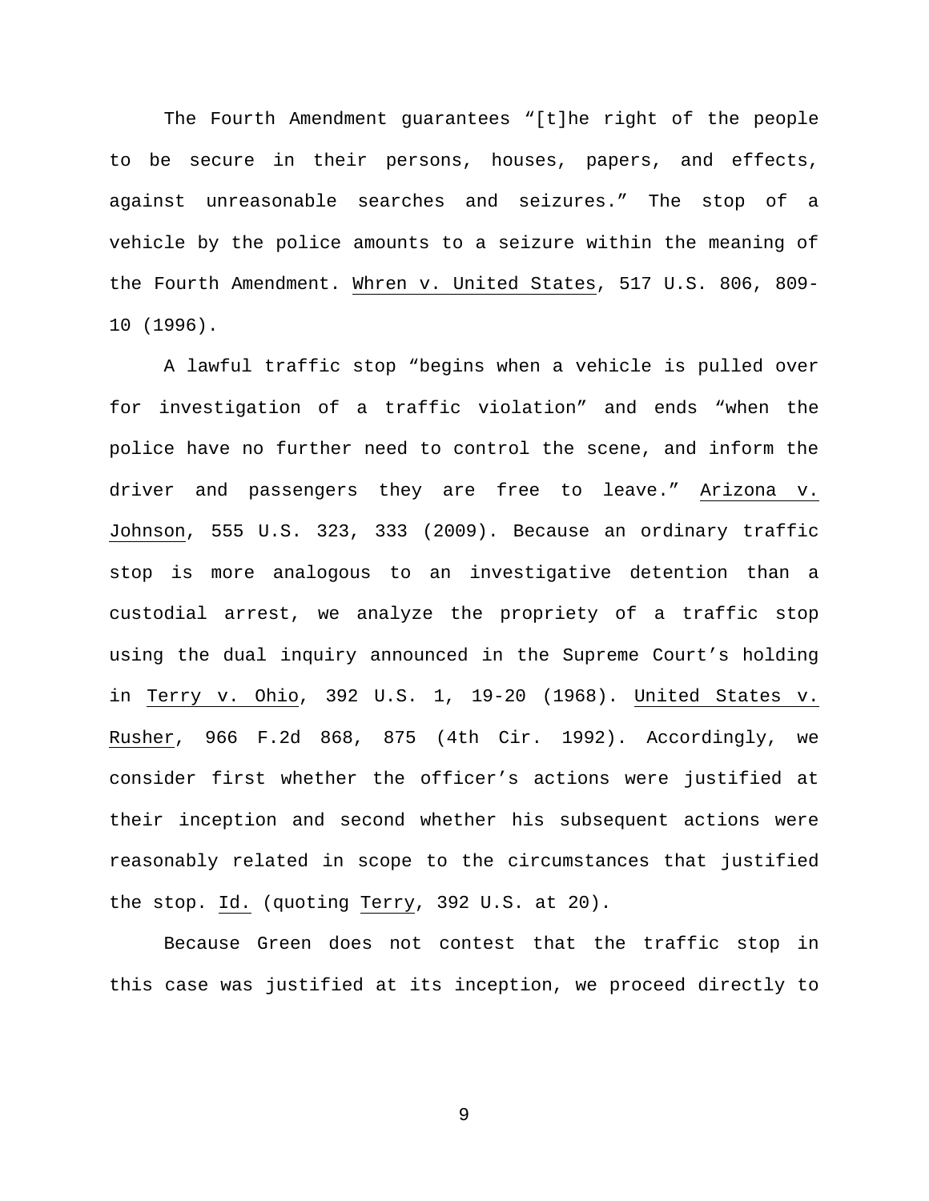The Fourth Amendment guarantees "[t]he right of the people to be secure in their persons, houses, papers, and effects, against unreasonable searches and seizures." The stop of a vehicle by the police amounts to a seizure within the meaning of the Fourth Amendment. Whren v. United States, 517 U.S. 806, 809-10 (1996).

A lawful traffic stop "begins when a vehicle is pulled over for investigation of a traffic violation" and ends "when the police have no further need to control the scene, and inform the driver and passengers they are free to leave." Arizona v. Johnson, 555 U.S. 323, 333 (2009). Because an ordinary traffic stop is more analogous to an investigative detention than a custodial arrest, we analyze the propriety of a traffic stop using the dual inquiry announced in the Supreme Court's holding in Terry v. Ohio, 392 U.S. 1, 19-20 (1968). United States v. Rusher, 966 F.2d 868, 875 (4th Cir. 1992). Accordingly, we consider first whether the officer's actions were justified at their inception and second whether his subsequent actions were reasonably related in scope to the circumstances that justified the stop. Id. (quoting Terry, 392 U.S. at 20).

Because Green does not contest that the traffic stop in this case was justified at its inception, we proceed directly to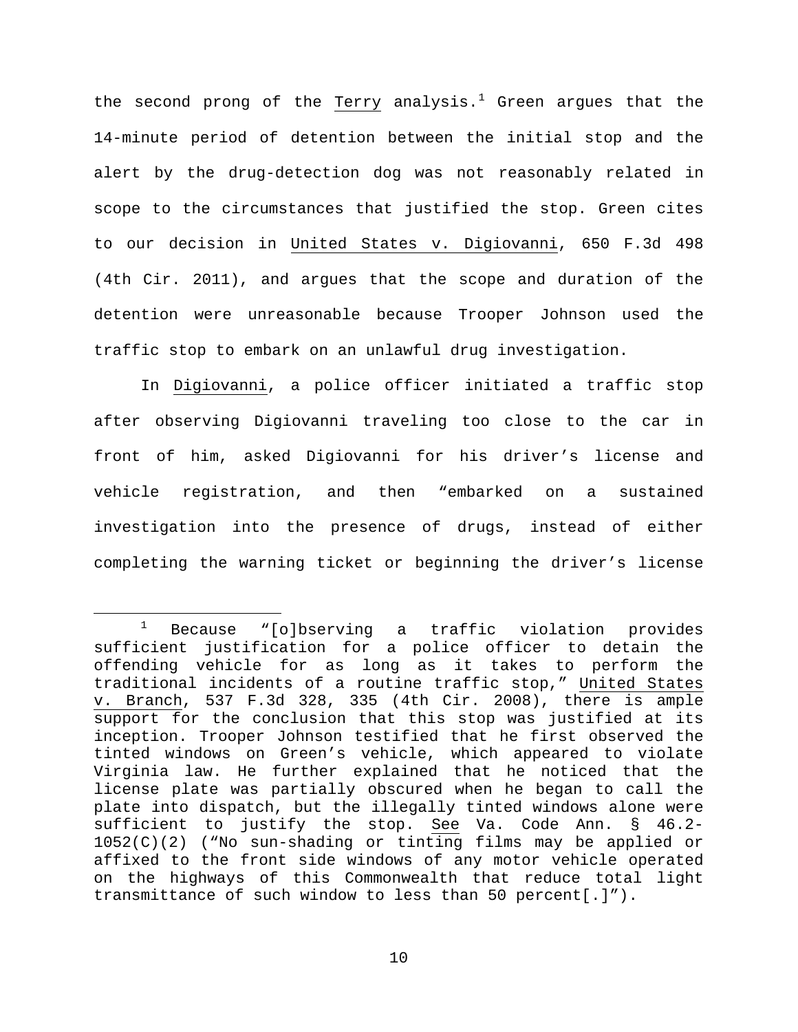the second prong of the Terry analysis.[1] Green argues that the 14-minute period of detention between the initial stop and the alert by the drug-detection dog was not reasonably related in scope to the circumstances that justified the stop. Green cites to our decision in United States v. Digiovanni, 650 F.3d 498 (4th Cir. 2011), and argues that the scope and duration of the detention were unreasonable because Trooper Johnson used the traffic stop to embark on an unlawful drug investigation.

In Digiovanni, a police officer initiated a traffic stop after observing Digiovanni traveling too close to the car in front of him, asked Digiovanni for his driver's license and vehicle registration, and then "embarked on a sustained investigation into the presence of drugs, instead of either completing the warning ticket or beginning the driver's license

---

[1] Because "[o]bserving a traffic violation provides sufficient justification for a police officer to detain the offending vehicle for as long as it takes to perform the traditional incidents of a routine traffic stop," United States v. Branch, 537 F.3d 328, 335 (4th Cir. 2008), there is ample support for the conclusion that this stop was justified at its inception. Trooper Johnson testified that he first observed the tinted windows on Green's vehicle, which appeared to violate Virginia law. He further explained that he noticed that the license plate was partially obscured when he began to call the plate into dispatch, but the illegally tinted windows alone were sufficient to justify the stop. See Va. Code Ann. § 46.2-1052(C)(2) ("No sun-shading or tinting films may be applied or affixed to the front side windows of any motor vehicle operated on the highways of this Commonwealth that reduce total light transmittance of such window to less than 50 percent[.]").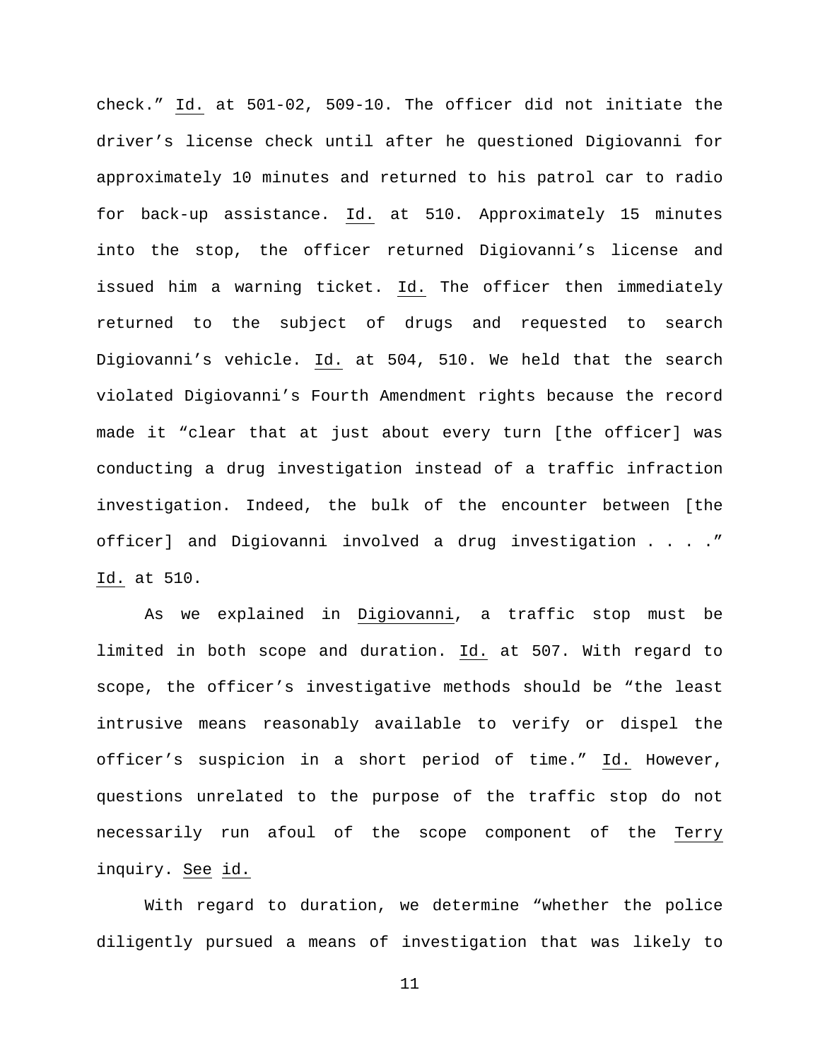check." Id. at 501-02, 509-10. The officer did not initiate the driver's license check until after he questioned Digiovanni for approximately 10 minutes and returned to his patrol car to radio for back-up assistance. Id. at 510. Approximately 15 minutes into the stop, the officer returned Digiovanni's license and issued him a warning ticket. Id. The officer then immediately returned to the subject of drugs and requested to search Digiovanni's vehicle. Id. at 504, 510. We held that the search violated Digiovanni's Fourth Amendment rights because the record made it "clear that at just about every turn [the officer] was conducting a drug investigation instead of a traffic infraction investigation. Indeed, the bulk of the encounter between [the officer] and Digiovanni involved a drug investigation . . . ." Id. at 510.

As we explained in Digiovanni, a traffic stop must be limited in both scope and duration. Id. at 507. With regard to scope, the officer's investigative methods should be "the least intrusive means reasonably available to verify or dispel the officer's suspicion in a short period of time." Id. However, questions unrelated to the purpose of the traffic stop do not necessarily run afoul of the scope component of the Terry inquiry. See id.

With regard to duration, we determine "whether the police diligently pursued a means of investigation that was likely to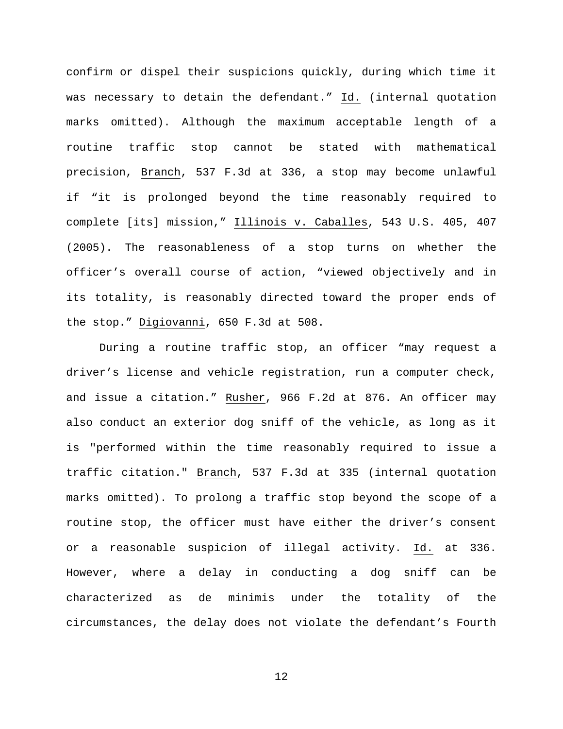confirm or dispel their suspicions quickly, during which time it was necessary to detain the defendant.” Id. (internal quotation marks omitted). Although the maximum acceptable length of a routine traffic stop cannot be stated with mathematical precision, Branch, 537 F.3d at 336, a stop may become unlawful if “it is prolonged beyond the time reasonably required to complete [its] mission,” Illinois v. Caballes, 543 U.S. 405, 407 (2005). The reasonableness of a stop turns on whether the officer’s overall course of action, “viewed objectively and in its totality, is reasonably directed toward the proper ends of the stop.” Digiovanni, 650 F.3d at 508.

During a routine traffic stop, an officer “may request a driver’s license and vehicle registration, run a computer check, and issue a citation.” Rusher, 966 F.2d at 876. An officer may also conduct an exterior dog sniff of the vehicle, as long as it is "performed within the time reasonably required to issue a traffic citation." Branch, 537 F.3d at 335 (internal quotation marks omitted). To prolong a traffic stop beyond the scope of a routine stop, the officer must have either the driver’s consent or a reasonable suspicion of illegal activity. Id. at 336. However, where a delay in conducting a dog sniff can be characterized as de minimis under the totality of the circumstances, the delay does not violate the defendant’s Fourth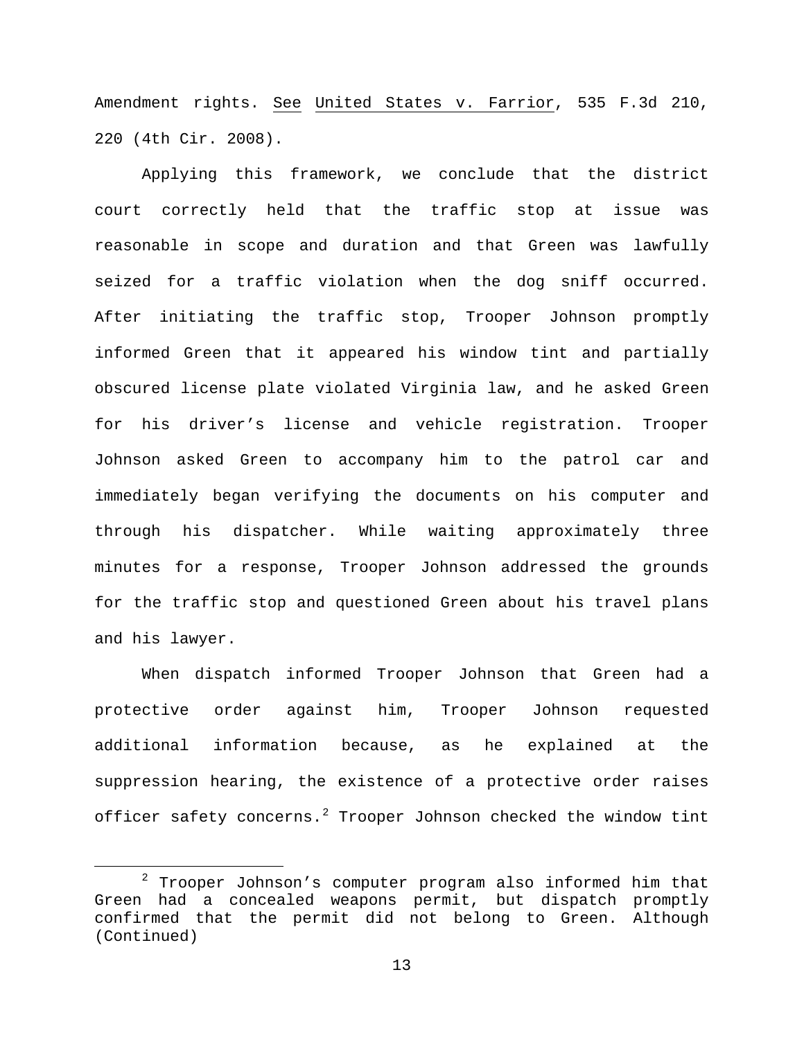Amendment rights. See United States v. Farrior, 535 F.3d 210, 220 (4th Cir. 2008).

Applying this framework, we conclude that the district court correctly held that the traffic stop at issue was reasonable in scope and duration and that Green was lawfully seized for a traffic violation when the dog sniff occurred. After initiating the traffic stop, Trooper Johnson promptly informed Green that it appeared his window tint and partially obscured license plate violated Virginia law, and he asked Green for his driver's license and vehicle registration. Trooper Johnson asked Green to accompany him to the patrol car and immediately began verifying the documents on his computer and through his dispatcher. While waiting approximately three minutes for a response, Trooper Johnson addressed the grounds for the traffic stop and questioned Green about his travel plans and his lawyer.

When dispatch informed Trooper Johnson that Green had a protective order against him, Trooper Johnson requested additional information because, as he explained at the suppression hearing, the existence of a protective order raises officer safety concerns.[2] Trooper Johnson checked the window tint

[2] Trooper Johnson's computer program also informed him that Green had a concealed weapons permit, but dispatch promptly confirmed that the permit did not belong to Green. Although (Continued)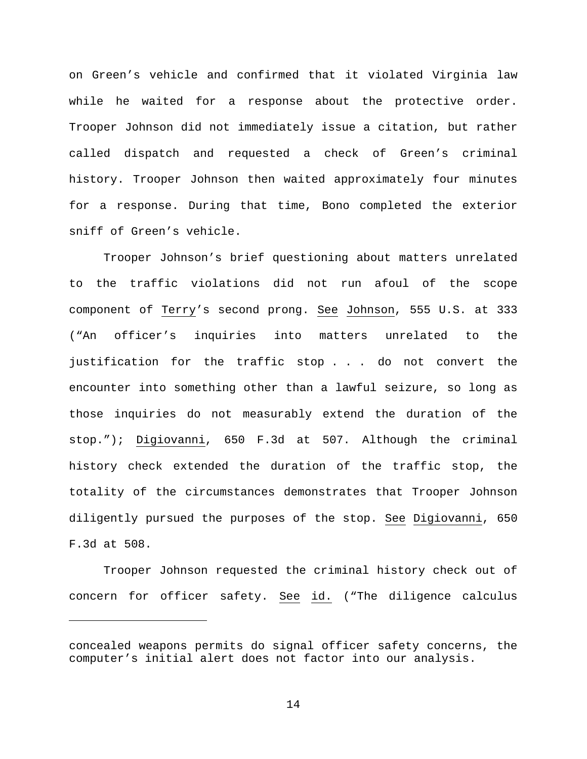on Green's vehicle and confirmed that it violated Virginia law while he waited for a response about the protective order. Trooper Johnson did not immediately issue a citation, but rather called dispatch and requested a check of Green's criminal history. Trooper Johnson then waited approximately four minutes for a response. During that time, Bono completed the exterior sniff of Green's vehicle.

Trooper Johnson's brief questioning about matters unrelated to the traffic violations did not run afoul of the scope component of Terry's second prong. See Johnson, 555 U.S. at 333 ("An officer's inquiries into matters unrelated to the justification for the traffic stop . . . do not convert the encounter into something other than a lawful seizure, so long as those inquiries do not measurably extend the duration of the stop."); Digiovanni, 650 F.3d at 507. Although the criminal history check extended the duration of the traffic stop, the totality of the circumstances demonstrates that Trooper Johnson diligently pursued the purposes of the stop. See Digiovanni, 650 F.3d at 508.

Trooper Johnson requested the criminal history check out of concern for officer safety. See id. ("The diligence calculus

---

concealed weapons permits do signal officer safety concerns, the computer's initial alert does not factor into our analysis.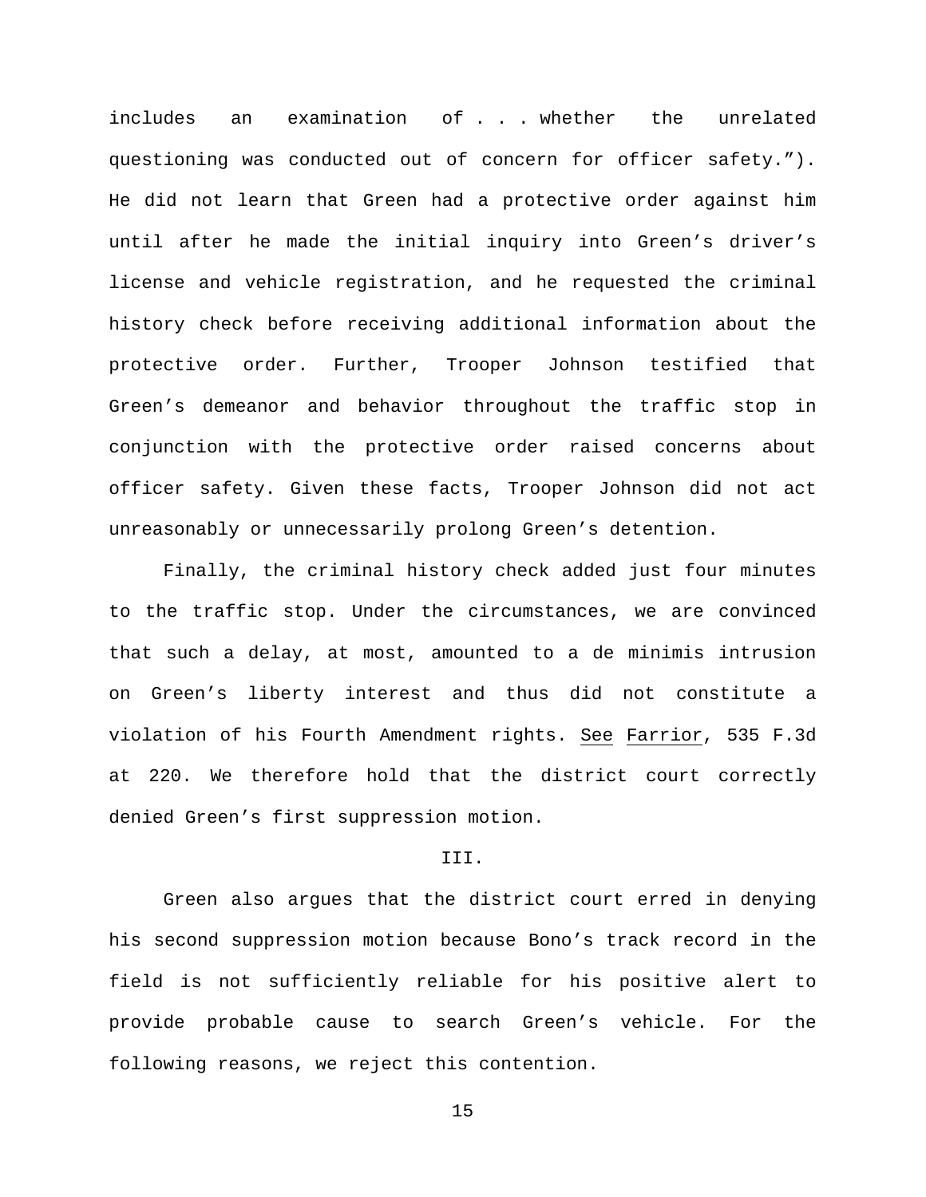includes an examination of . . . whether the unrelated questioning was conducted out of concern for officer safety."). He did not learn that Green had a protective order against him until after he made the initial inquiry into Green's driver's license and vehicle registration, and he requested the criminal history check before receiving additional information about the protective order. Further, Trooper Johnson testified that Green's demeanor and behavior throughout the traffic stop in conjunction with the protective order raised concerns about officer safety. Given these facts, Trooper Johnson did not act unreasonably or unnecessarily prolong Green's detention.

Finally, the criminal history check added just four minutes to the traffic stop. Under the circumstances, we are convinced that such a delay, at most, amounted to a de minimis intrusion on Green's liberty interest and thus did not constitute a violation of his Fourth Amendment rights. See Farrior, 535 F.3d at 220. We therefore hold that the district court correctly denied Green's first suppression motion.

## III.

Green also argues that the district court erred in denying his second suppression motion because Bono's track record in the field is not sufficiently reliable for his positive alert to provide probable cause to search Green's vehicle. For the following reasons, we reject this contention.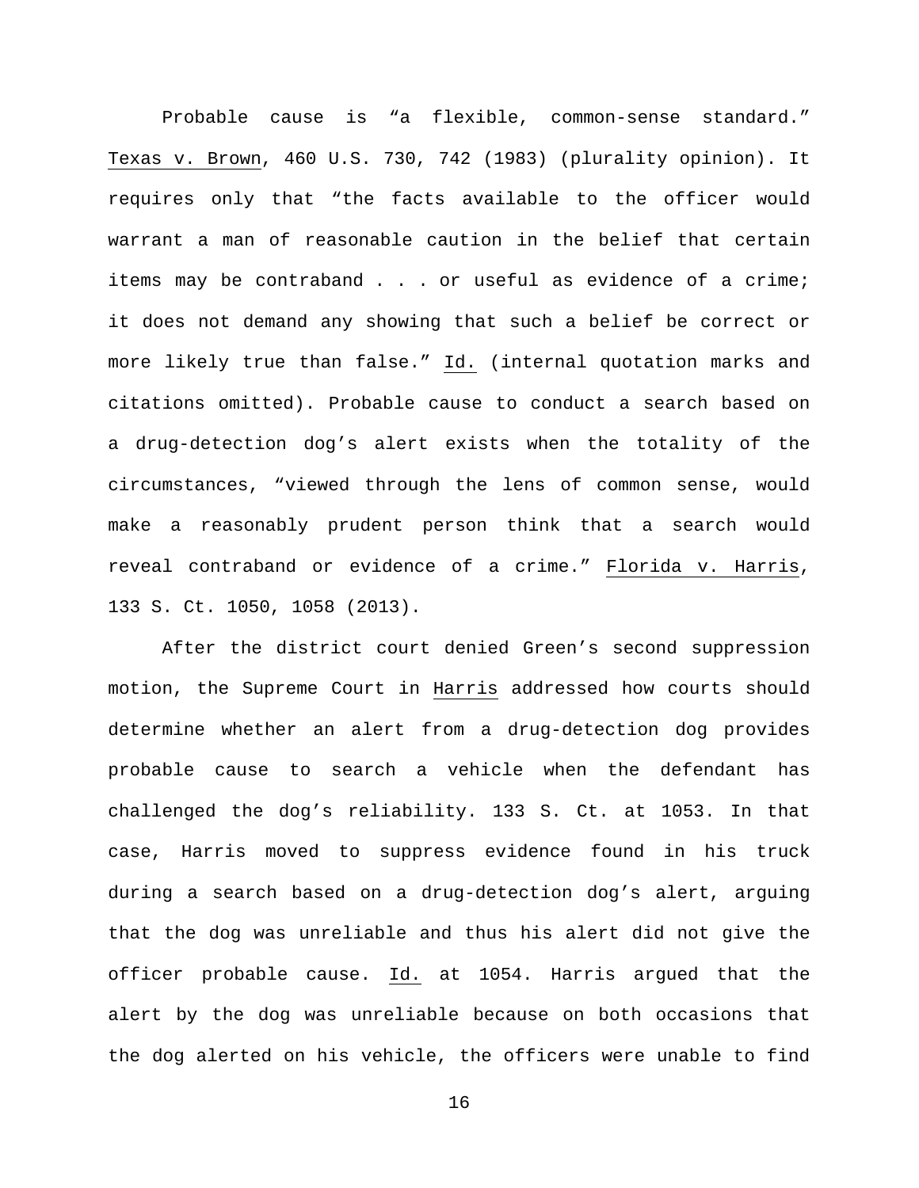Probable cause is "a flexible, common-sense standard." Texas v. Brown, 460 U.S. 730, 742 (1983) (plurality opinion). It requires only that "the facts available to the officer would warrant a man of reasonable caution in the belief that certain items may be contraband . . . or useful as evidence of a crime; it does not demand any showing that such a belief be correct or more likely true than false." Id. (internal quotation marks and citations omitted). Probable cause to conduct a search based on a drug-detection dog's alert exists when the totality of the circumstances, "viewed through the lens of common sense, would make a reasonably prudent person think that a search would reveal contraband or evidence of a crime." Florida v. Harris, 133 S. Ct. 1050, 1058 (2013).

After the district court denied Green's second suppression motion, the Supreme Court in Harris addressed how courts should determine whether an alert from a drug-detection dog provides probable cause to search a vehicle when the defendant has challenged the dog's reliability. 133 S. Ct. at 1053. In that case, Harris moved to suppress evidence found in his truck during a search based on a drug-detection dog's alert, arguing that the dog was unreliable and thus his alert did not give the officer probable cause. Id. at 1054. Harris argued that the alert by the dog was unreliable because on both occasions that the dog alerted on his vehicle, the officers were unable to find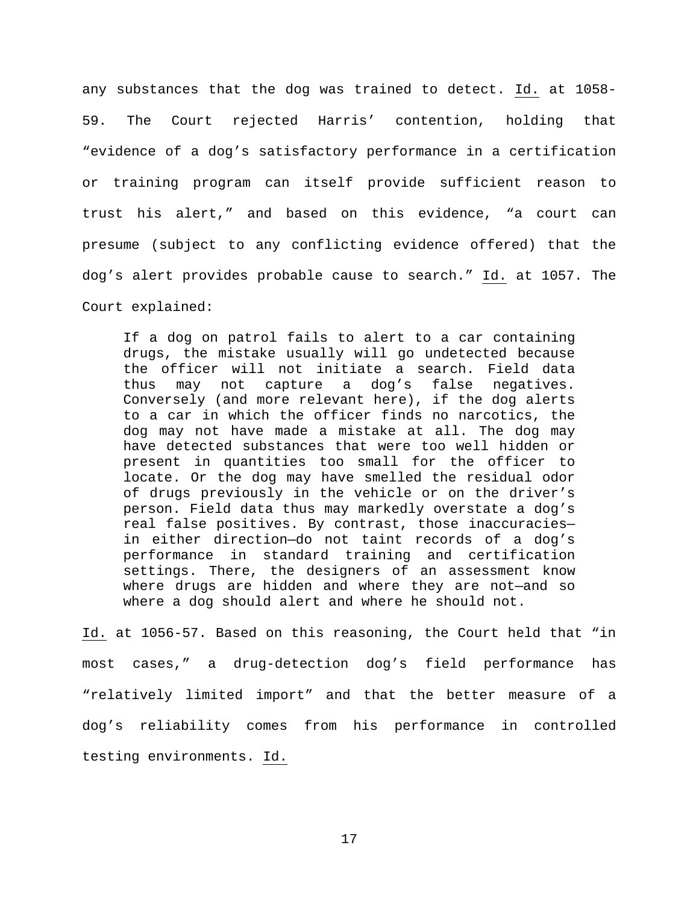any substances that the dog was trained to detect. Id. at 1058-59. The Court rejected Harris' contention, holding that "evidence of a dog's satisfactory performance in a certification or training program can itself provide sufficient reason to trust his alert," and based on this evidence, "a court can presume (subject to any conflicting evidence offered) that the dog's alert provides probable cause to search." Id. at 1057. The Court explained:

> If a dog on patrol fails to alert to a car containing drugs, the mistake usually will go undetected because the officer will not initiate a search. Field data thus may not capture a dog's false negatives. Conversely (and more relevant here), if the dog alerts to a car in which the officer finds no narcotics, the dog may not have made a mistake at all. The dog may have detected substances that were too well hidden or present in quantities too small for the officer to locate. Or the dog may have smelled the residual odor of drugs previously in the vehicle or on the driver's person. Field data thus may markedly overstate a dog's real false positives. By contrast, those inaccuracies—in either direction—do not taint records of a dog's performance in standard training and certification settings. There, the designers of an assessment know where drugs are hidden and where they are not—and so where a dog should alert and where he should not.

Id. at 1056-57. Based on this reasoning, the Court held that "in most cases," a drug-detection dog's field performance has "relatively limited import" and that the better measure of a dog's reliability comes from his performance in controlled testing environments. Id.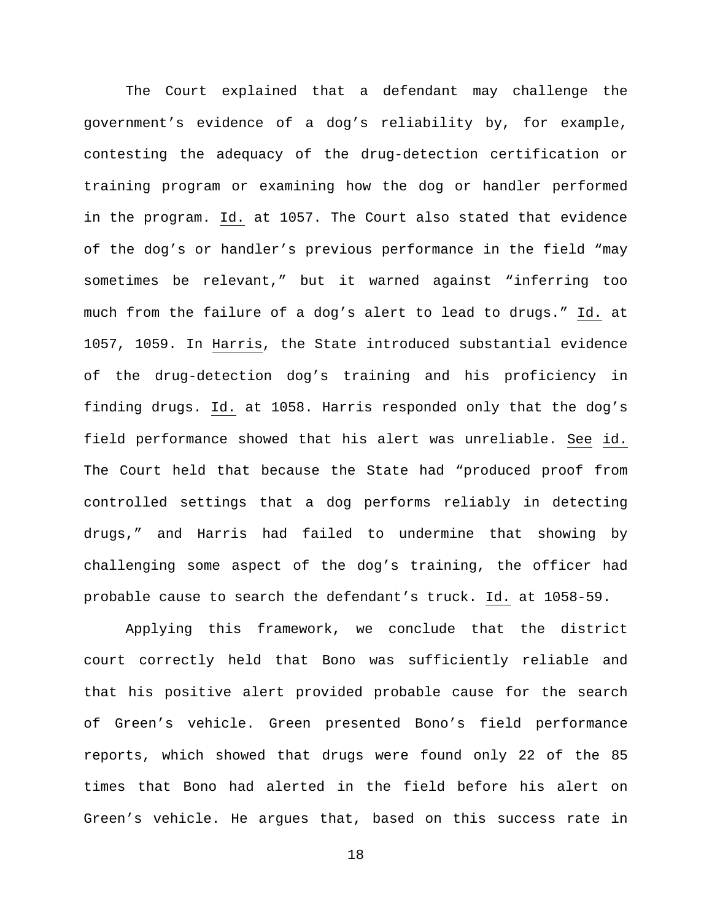The Court explained that a defendant may challenge the government's evidence of a dog's reliability by, for example, contesting the adequacy of the drug-detection certification or training program or examining how the dog or handler performed in the program. Id. at 1057. The Court also stated that evidence of the dog's or handler's previous performance in the field "may sometimes be relevant," but it warned against "inferring too much from the failure of a dog's alert to lead to drugs." Id. at 1057, 1059. In Harris, the State introduced substantial evidence of the drug-detection dog's training and his proficiency in finding drugs. Id. at 1058. Harris responded only that the dog's field performance showed that his alert was unreliable. See id. The Court held that because the State had "produced proof from controlled settings that a dog performs reliably in detecting drugs," and Harris had failed to undermine that showing by challenging some aspect of the dog's training, the officer had probable cause to search the defendant's truck. Id. at 1058-59.

Applying this framework, we conclude that the district court correctly held that Bono was sufficiently reliable and that his positive alert provided probable cause for the search of Green's vehicle. Green presented Bono's field performance reports, which showed that drugs were found only 22 of the 85 times that Bono had alerted in the field before his alert on Green's vehicle. He argues that, based on this success rate in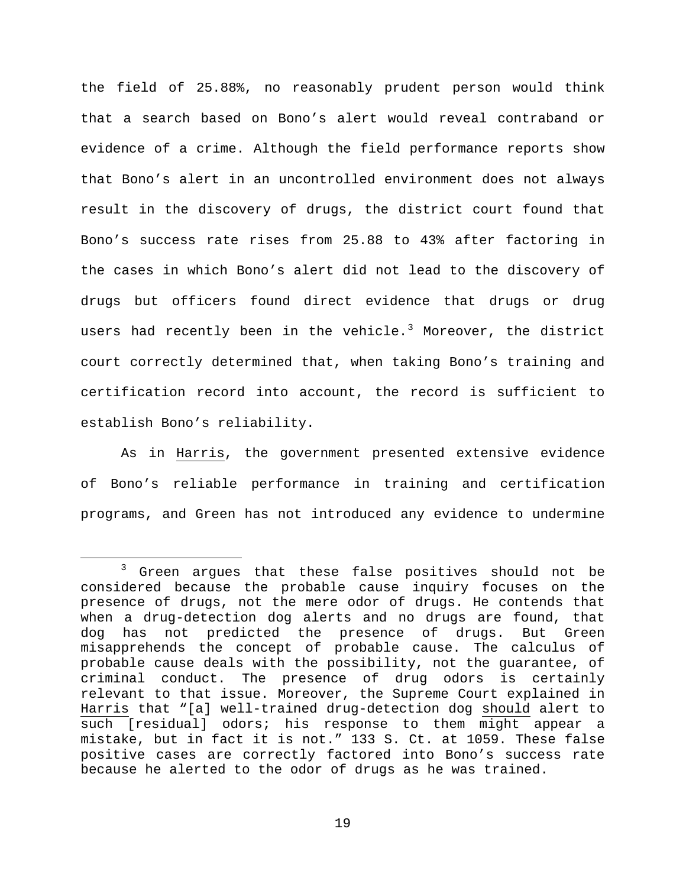the field of 25.88%, no reasonably prudent person would think that a search based on Bono's alert would reveal contraband or evidence of a crime. Although the field performance reports show that Bono's alert in an uncontrolled environment does not always result in the discovery of drugs, the district court found that Bono's success rate rises from 25.88 to 43% after factoring in the cases in which Bono's alert did not lead to the discovery of drugs but officers found direct evidence that drugs or drug users had recently been in the vehicle.[3] Moreover, the district court correctly determined that, when taking Bono's training and certification record into account, the record is sufficient to establish Bono's reliability.

As in Harris, the government presented extensive evidence of Bono's reliable performance in training and certification programs, and Green has not introduced any evidence to undermine

[3] Green argues that these false positives should not be considered because the probable cause inquiry focuses on the presence of drugs, not the mere odor of drugs. He contends that when a drug-detection dog alerts and no drugs are found, that dog has not predicted the presence of drugs. But Green misapprehends the concept of probable cause. The calculus of probable cause deals with the possibility, not the guarantee, of criminal conduct. The presence of drug odors is certainly relevant to that issue. Moreover, the Supreme Court explained in Harris that "[a] well-trained drug-detection dog should alert to such [residual] odors; his response to them might appear a mistake, but in fact it is not." 133 S. Ct. at 1059. These false positive cases are correctly factored into Bono's success rate because he alerted to the odor of drugs as he was trained.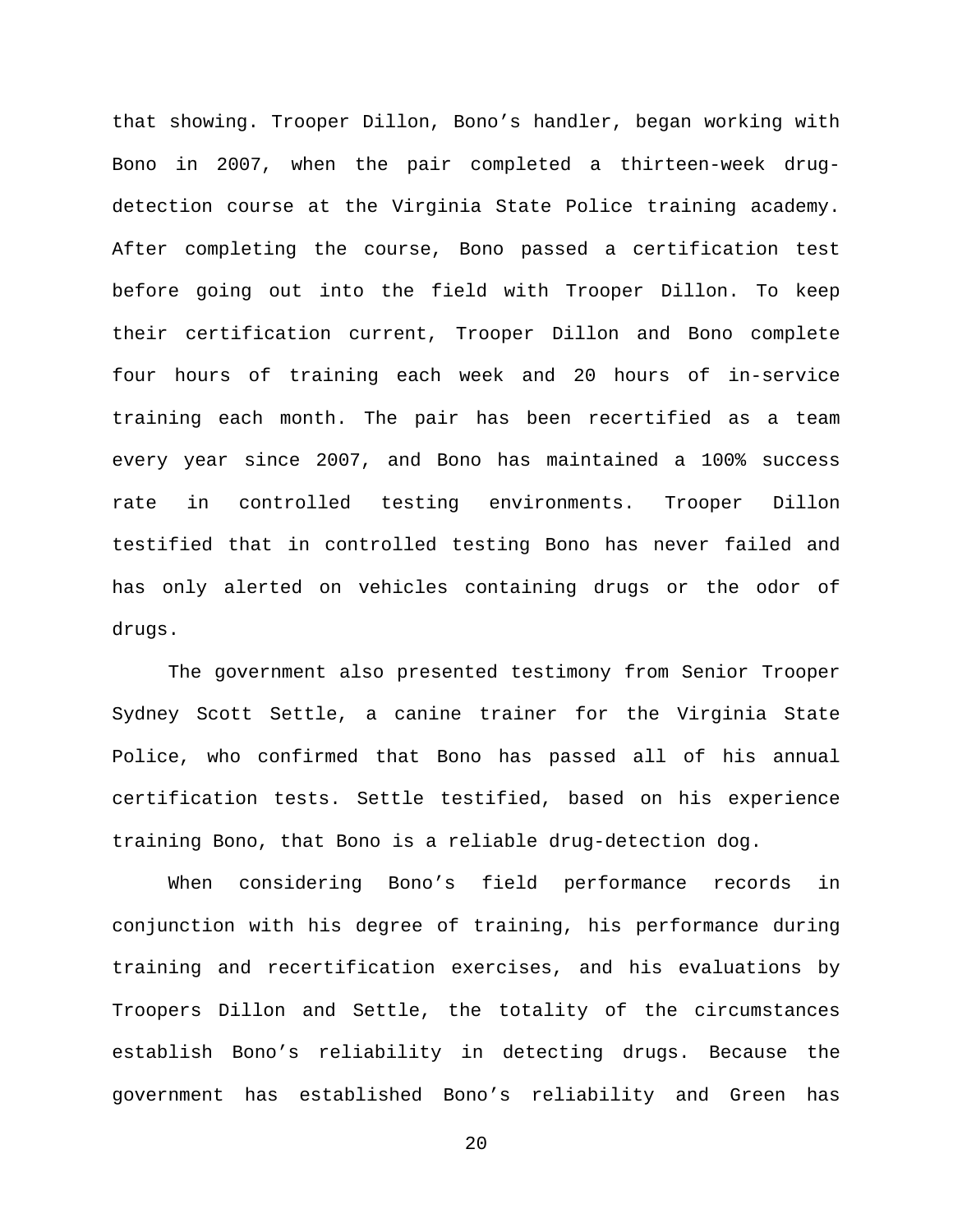that showing. Trooper Dillon, Bono's handler, began working with Bono in 2007, when the pair completed a thirteen-week drug-detection course at the Virginia State Police training academy. After completing the course, Bono passed a certification test before going out into the field with Trooper Dillon. To keep their certification current, Trooper Dillon and Bono complete four hours of training each week and 20 hours of in-service training each month. The pair has been recertified as a team every year since 2007, and Bono has maintained a 100% success rate in controlled testing environments. Trooper Dillon testified that in controlled testing Bono has never failed and has only alerted on vehicles containing drugs or the odor of drugs.

The government also presented testimony from Senior Trooper Sydney Scott Settle, a canine trainer for the Virginia State Police, who confirmed that Bono has passed all of his annual certification tests. Settle testified, based on his experience training Bono, that Bono is a reliable drug-detection dog.

When considering Bono's field performance records in conjunction with his degree of training, his performance during training and recertification exercises, and his evaluations by Troopers Dillon and Settle, the totality of the circumstances establish Bono's reliability in detecting drugs. Because the government has established Bono's reliability and Green has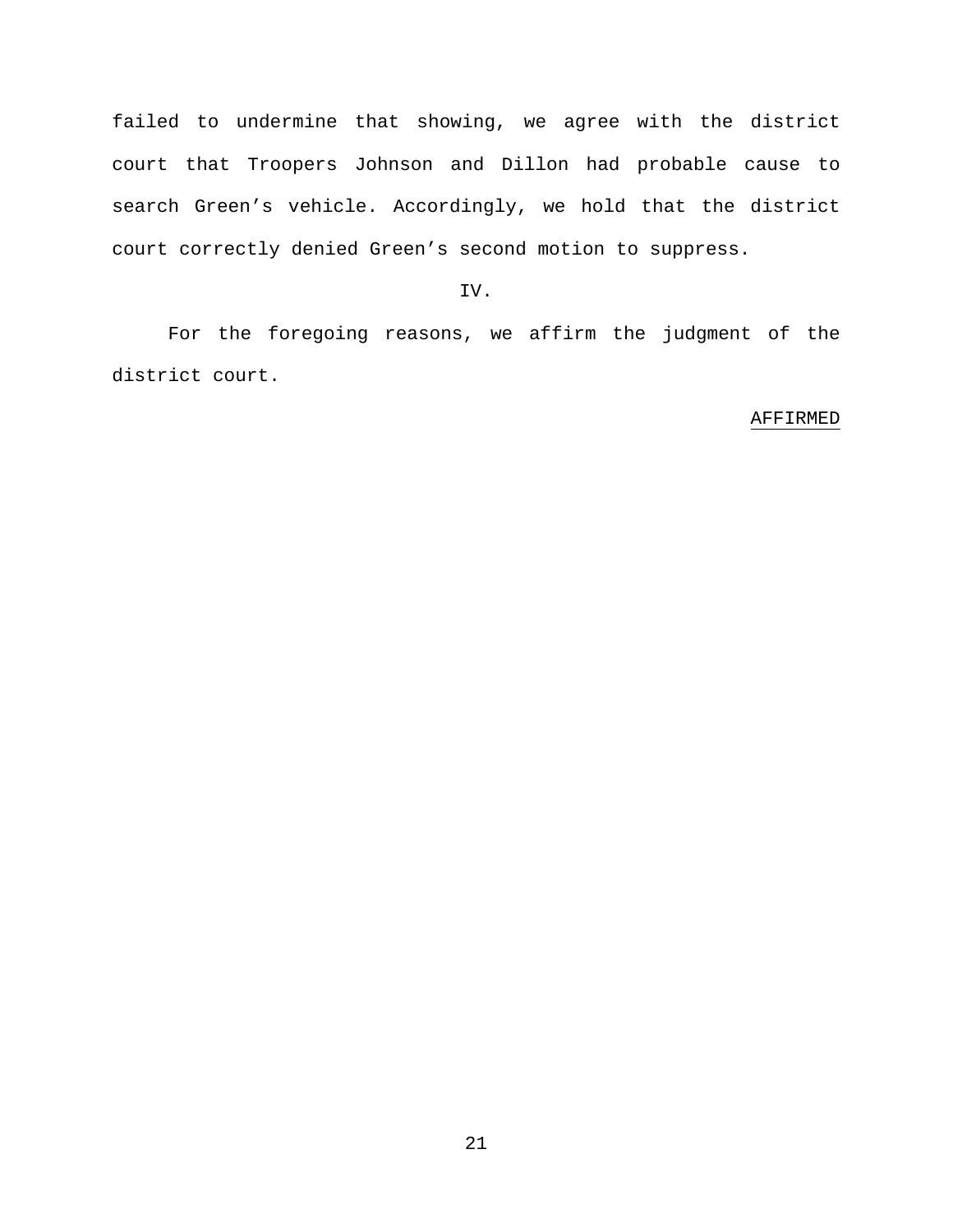failed to undermine that showing, we agree with the district court that Troopers Johnson and Dillon had probable cause to search Green's vehicle. Accordingly, we hold that the district court correctly denied Green's second motion to suppress.

IV.

For the foregoing reasons, we affirm the judgment of the district court.

AFFIRMED